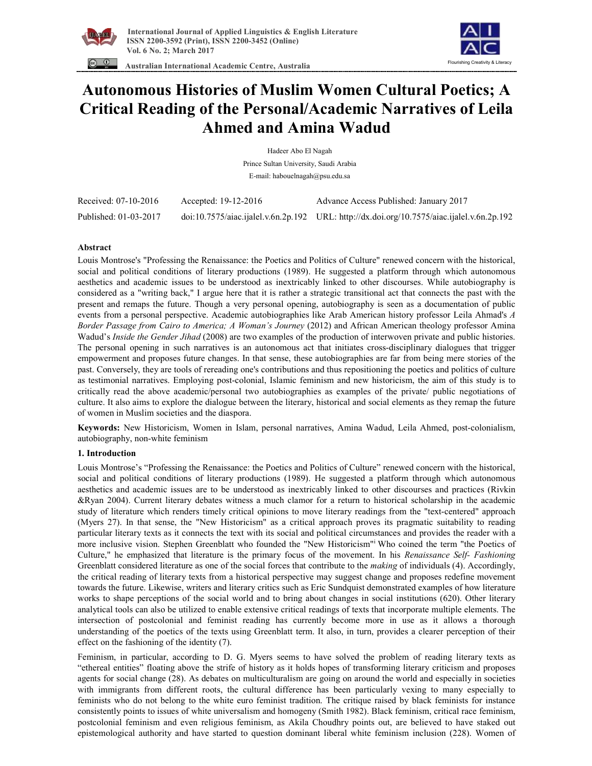# Autonomous Histories of Muslim Women Cultural Poetics; A Critical Reading of the Personal/Academic Narratives of Leila Ahmed and Amina Wadud

Hadeer Abo El Nagah

Prince Sultan University, Saudi Arabia

E-mail: habouelnagah@psu.edu.sa

| Received: 07-10-2016 | Accepted: 19-12-2016 | Advance Access Published: January 2017 |
|---|---|---|
| Published: 01-03-2017 | doi:10.7575/aiac.ijalel.v.6n.2p.192 | URL: http://dx.doi.org/10.7575/aiac.ijalel.v.6n.2p.192 |

## Abstract

Louis Montrose's "Professing the Renaissance: the Poetics and Politics of Culture" renewed concern with the historical, social and political conditions of literary productions (1989). He suggested a platform through which autonomous aesthetics and academic issues to be understood as inextricably linked to other discourses. While autobiography is considered as a "writing back," I argue here that it is rather a strategic transitional act that connects the past with the present and remaps the future. Though a very personal opening, autobiography is seen as a documentation of public events from a personal perspective. Academic autobiographies like Arab American history professor Leila Ahmad's *A Border Passage from Cairo to America; A Woman's Journey* (2012) and African American theology professor Amina Wadud's *Inside the Gender Jihad* (2008) are two examples of the production of interwoven private and public histories. The personal opening in such narratives is an autonomous act that initiates cross-disciplinary dialogues that trigger empowerment and proposes future changes. In that sense, these autobiographies are far from being mere stories of the past. Conversely, they are tools of rereading one's contributions and thus repositioning the poetics and politics of culture as testimonial narratives. Employing post-colonial, Islamic feminism and new historicism, the aim of this study is to critically read the above academic/personal two autobiographies as examples of the private/ public negotiations of culture. It also aims to explore the dialogue between the literary, historical and social elements as they remap the future of women in Muslim societies and the diaspora.

**Keywords:** New Historicism, Women in Islam, personal narratives, Amina Wadud, Leila Ahmed, post-colonialism, autobiography, non-white feminism

## 1. Introduction

Louis Montrose's "Professing the Renaissance: the Poetics and Politics of Culture" renewed concern with the historical, social and political conditions of literary productions (1989). He suggested a platform through which autonomous aesthetics and academic issues are to be understood as inextricably linked to other discourses and practices (Rivkin &Ryan 2004). Current literary debates witness a much clamor for a return to historical scholarship in the academic study of literature which renders timely critical opinions to move literary readings from the "text-centered" approach (Myers 27). In that sense, the "New Historicism" as a critical approach proves its pragmatic suitability to reading particular literary texts as it connects the text with its social and political circumstances and provides the reader with a more inclusive vision. Stephen Greenblatt who founded the "New Historicism"[i] Who coined the term "the Poetics of Culture," he emphasized that literature is the primary focus of the movement. In his *Renaissance Self- Fashioning* Greenblatt considered literature as one of the social forces that contribute to the *making* of individuals (4). Accordingly, the critical reading of literary texts from a historical perspective may suggest change and proposes redefine movement towards the future. Likewise, writers and literary critics such as Eric Sundquist demonstrated examples of how literature works to shape perceptions of the social world and to bring about changes in social institutions (620). Other literary analytical tools can also be utilized to enable extensive critical readings of texts that incorporate multiple elements. The intersection of postcolonial and feminist reading has currently become more in use as it allows a thorough understanding of the poetics of the texts using Greenblatt term. It also, in turn, provides a clearer perception of their effect on the fashioning of the identity (7).

Feminism, in particular, according to D. G. Myers seems to have solved the problem of reading literary texts as "ethereal entities" floating above the strife of history as it holds hopes of transforming literary criticism and proposes agents for social change (28). As debates on multiculturalism are going on around the world and especially in societies with immigrants from different roots, the cultural difference has been particularly vexing to many especially to feminists who do not belong to the white euro feminist tradition. The critique raised by black feminists for instance consistently points to issues of white universalism and homogeny (Smith 1982). Black feminism, critical race feminism, postcolonial feminism and even religious feminism, as Akila Choudhry points out, are believed to have staked out epistemological authority and have started to question dominant liberal white feminism inclusion (228). Women of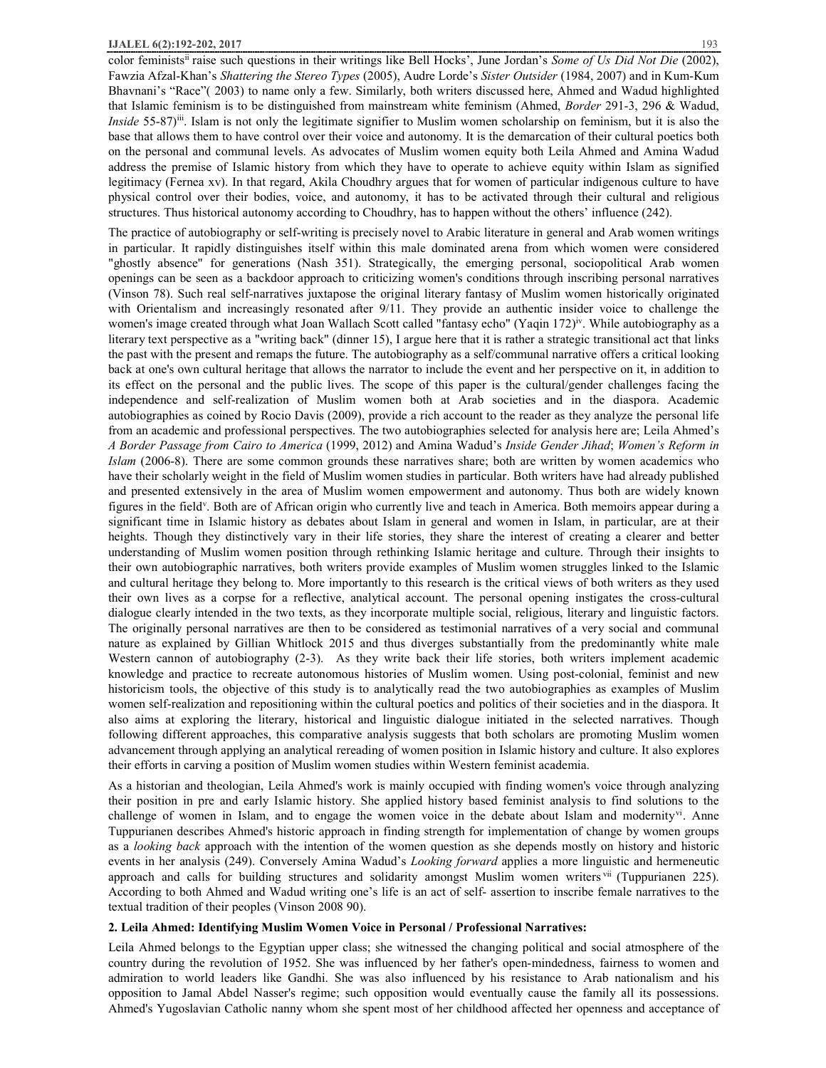color feminists[ii] raise such questions in their writings like Bell Hocks', June Jordan's *Some of Us Did Not Die* (2002), Fawzia Afzal-Khan's *Shattering the Stereo Types* (2005), Audre Lorde's *Sister Outsider* (1984, 2007) and in Kum-Kum Bhavnani's "Race"( 2003) to name only a few. Similarly, both writers discussed here, Ahmed and Wadud highlighted that Islamic feminism is to be distinguished from mainstream white feminism (Ahmed, *Border* 291-3, 296 & Wadud, *Inside* 55-87)[iii]. Islam is not only the legitimate signifier to Muslim women scholarship on feminism, but it is also the base that allows them to have control over their voice and autonomy. It is the demarcation of their cultural poetics both on the personal and communal levels. As advocates of Muslim women equity both Leila Ahmed and Amina Wadud address the premise of Islamic history from which they have to operate to achieve equity within Islam as signified legitimacy (Fernea xv). In that regard, Akila Choudhry argues that for women of particular indigenous culture to have physical control over their bodies, voice, and autonomy, it has to be activated through their cultural and religious structures. Thus historical autonomy according to Choudhry, has to happen without the others' influence (242).

The practice of autobiography or self-writing is precisely novel to Arabic literature in general and Arab women writings in particular. It rapidly distinguishes itself within this male dominated arena from which women were considered "ghostly absence" for generations (Nash 351). Strategically, the emerging personal, sociopolitical Arab women openings can be seen as a backdoor approach to criticizing women's conditions through inscribing personal narratives (Vinson 78). Such real self-narratives juxtapose the original literary fantasy of Muslim women historically originated with Orientalism and increasingly resonated after 9/11. They provide an authentic insider voice to challenge the women's image created through what Joan Wallach Scott called "fantasy echo" (Yaqin 172)[iv]. While autobiography as a literary text perspective as a "writing back" (dinner 15), I argue here that it is rather a strategic transitional act that links the past with the present and remaps the future. The autobiography as a self/communal narrative offers a critical looking back at one's own cultural heritage that allows the narrator to include the event and her perspective on it, in addition to its effect on the personal and the public lives. The scope of this paper is the cultural/gender challenges facing the independence and self-realization of Muslim women both at Arab societies and in the diaspora. Academic autobiographies as coined by Rocio Davis (2009), provide a rich account to the reader as they analyze the personal life from an academic and professional perspectives. The two autobiographies selected for analysis here are; Leila Ahmed's *A Border Passage from Cairo to America* (1999, 2012) and Amina Wadud's *Inside Gender Jihad*; *Women's Reform in Islam* (2006-8). There are some common grounds these narratives share; both are written by women academics who have their scholarly weight in the field of Muslim women studies in particular. Both writers have had already published and presented extensively in the area of Muslim women empowerment and autonomy. Thus both are widely known figures in the field[v]. Both are of African origin who currently live and teach in America. Both memoirs appear during a significant time in Islamic history as debates about Islam in general and women in Islam, in particular, are at their heights. Though they distinctively vary in their life stories, they share the interest of creating a clearer and better understanding of Muslim women position through rethinking Islamic heritage and culture. Through their insights to their own autobiographic narratives, both writers provide examples of Muslim women struggles linked to the Islamic and cultural heritage they belong to. More importantly to this research is the critical views of both writers as they used their own lives as a corpse for a reflective, analytical account. The personal opening instigates the cross-cultural dialogue clearly intended in the two texts, as they incorporate multiple social, religious, literary and linguistic factors. The originally personal narratives are then to be considered as testimonial narratives of a very social and communal nature as explained by Gillian Whitlock 2015 and thus diverges substantially from the predominantly white male Western cannon of autobiography (2-3). As they write back their life stories, both writers implement academic knowledge and practice to recreate autonomous histories of Muslim women. Using post-colonial, feminist and new historicism tools, the objective of this study is to analytically read the two autobiographies as examples of Muslim women self-realization and repositioning within the cultural poetics and politics of their societies and in the diaspora. It also aims at exploring the literary, historical and linguistic dialogue initiated in the selected narratives. Though following different approaches, this comparative analysis suggests that both scholars are promoting Muslim women advancement through applying an analytical rereading of women position in Islamic history and culture. It also explores their efforts in carving a position of Muslim women studies within Western feminist academia.

As a historian and theologian, Leila Ahmed's work is mainly occupied with finding women's voice through analyzing their position in pre and early Islamic history. She applied history based feminist analysis to find solutions to the challenge of women in Islam, and to engage the women voice in the debate about Islam and modernity[vi]. Anne Tuppurianen describes Ahmed's historic approach in finding strength for implementation of change by women groups as a *looking back* approach with the intention of the women question as she depends mostly on history and historic events in her analysis (249). Conversely Amina Wadud's *Looking forward* applies a more linguistic and hermeneutic approach and calls for building structures and solidarity amongst Muslim women writers[vii] (Tuppurianen 225). According to both Ahmed and Wadud writing one's life is an act of self- assertion to inscribe female narratives to the textual tradition of their peoples (Vinson 2008 90).

## 2. Leila Ahmed: Identifying Muslim Women Voice in Personal / Professional Narratives:

Leila Ahmed belongs to the Egyptian upper class; she witnessed the changing political and social atmosphere of the country during the revolution of 1952. She was influenced by her father's open-mindedness, fairness to women and admiration to world leaders like Gandhi. She was also influenced by his resistance to Arab nationalism and his opposition to Jamal Abdel Nasser's regime; such opposition would eventually cause the family all its possessions. Ahmed's Yugoslavian Catholic nanny whom she spent most of her childhood affected her openness and acceptance of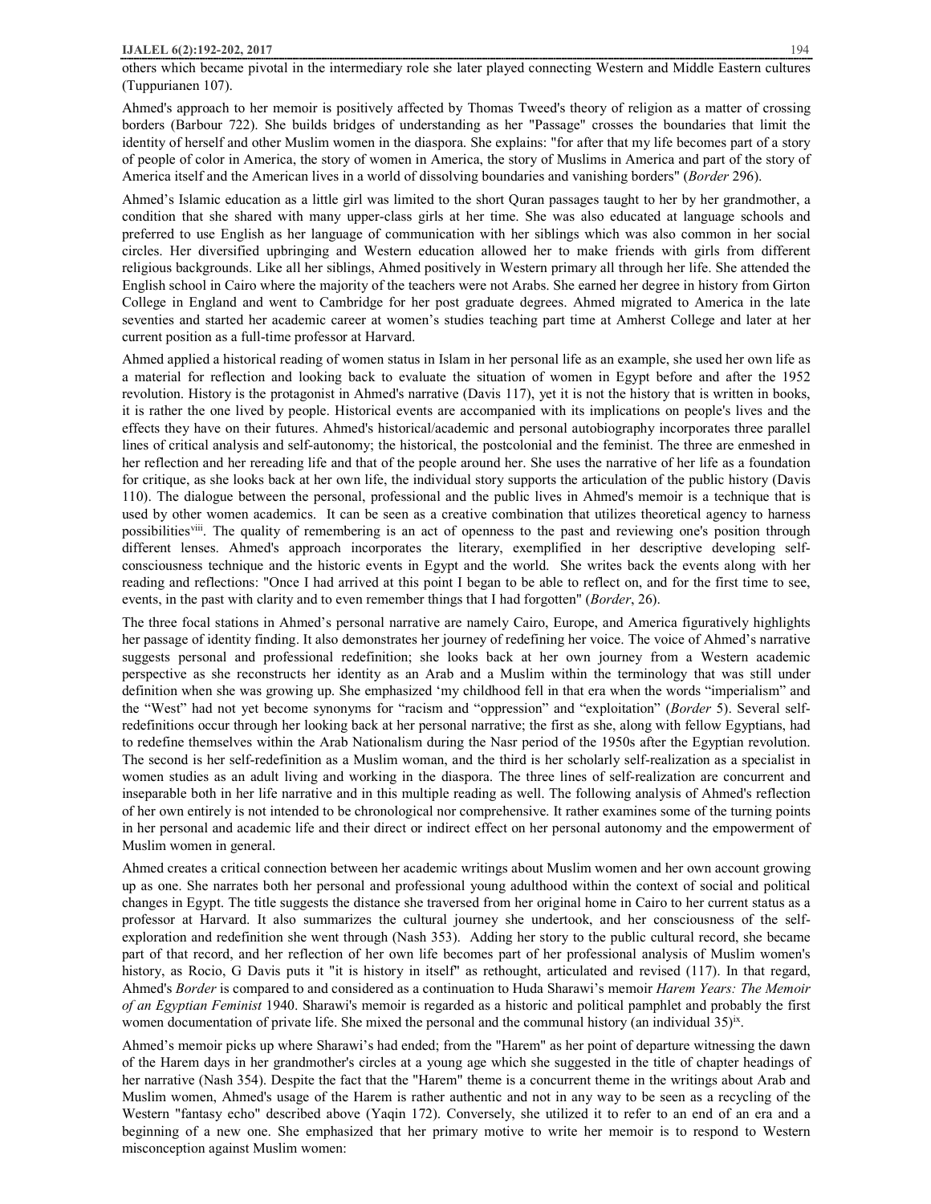others which became pivotal in the intermediary role she later played connecting Western and Middle Eastern cultures (Tuppurianen 107).

Ahmed's approach to her memoir is positively affected by Thomas Tweed's theory of religion as a matter of crossing borders (Barbour 722). She builds bridges of understanding as her "Passage" crosses the boundaries that limit the identity of herself and other Muslim women in the diaspora. She explains: "for after that my life becomes part of a story of people of color in America, the story of women in America, the story of Muslims in America and part of the story of America itself and the American lives in a world of dissolving boundaries and vanishing borders" (*Border* 296).

Ahmed's Islamic education as a little girl was limited to the short Quran passages taught to her by her grandmother, a condition that she shared with many upper-class girls at her time. She was also educated at language schools and preferred to use English as her language of communication with her siblings which was also common in her social circles. Her diversified upbringing and Western education allowed her to make friends with girls from different religious backgrounds. Like all her siblings, Ahmed positively in Western primary all through her life. She attended the English school in Cairo where the majority of the teachers were not Arabs. She earned her degree in history from Girton College in England and went to Cambridge for her post graduate degrees. Ahmed migrated to America in the late seventies and started her academic career at women's studies teaching part time at Amherst College and later at her current position as a full-time professor at Harvard.

Ahmed applied a historical reading of women status in Islam in her personal life as an example, she used her own life as a material for reflection and looking back to evaluate the situation of women in Egypt before and after the 1952 revolution. History is the protagonist in Ahmed's narrative (Davis 117), yet it is not the history that is written in books, it is rather the one lived by people. Historical events are accompanied with its implications on people's lives and the effects they have on their futures. Ahmed's historical/academic and personal autobiography incorporates three parallel lines of critical analysis and self-autonomy; the historical, the postcolonial and the feminist. The three are enmeshed in her reflection and her rereading life and that of the people around her. She uses the narrative of her life as a foundation for critique, as she looks back at her own life, the individual story supports the articulation of the public history (Davis 110). The dialogue between the personal, professional and the public lives in Ahmed's memoir is a technique that is used by other women academics. It can be seen as a creative combination that utilizes theoretical agency to harness possibilities[viii]. The quality of remembering is an act of openness to the past and reviewing one's position through different lenses. Ahmed's approach incorporates the literary, exemplified in her descriptive developing self-consciousness technique and the historic events in Egypt and the world. She writes back the events along with her reading and reflections: "Once I had arrived at this point I began to be able to reflect on, and for the first time to see, events, in the past with clarity and to even remember things that I had forgotten" (*Border*, 26).

The three focal stations in Ahmed's personal narrative are namely Cairo, Europe, and America figuratively highlights her passage of identity finding. It also demonstrates her journey of redefining her voice. The voice of Ahmed's narrative suggests personal and professional redefinition; she looks back at her own journey from a Western academic perspective as she reconstructs her identity as an Arab and a Muslim within the terminology that was still under definition when she was growing up. She emphasized 'my childhood fell in that era when the words "imperialism" and the "West" had not yet become synonyms for "racism and "oppression" and "exploitation" (*Border* 5). Several self-redefinitions occur through her looking back at her personal narrative; the first as she, along with fellow Egyptians, had to redefine themselves within the Arab Nationalism during the Nasr period of the 1950s after the Egyptian revolution. The second is her self-redefinition as a Muslim woman, and the third is her scholarly self-realization as a specialist in women studies as an adult living and working in the diaspora. The three lines of self-realization are concurrent and inseparable both in her life narrative and in this multiple reading as well. The following analysis of Ahmed's reflection of her own entirely is not intended to be chronological nor comprehensive. It rather examines some of the turning points in her personal and academic life and their direct or indirect effect on her personal autonomy and the empowerment of Muslim women in general.

Ahmed creates a critical connection between her academic writings about Muslim women and her own account growing up as one. She narrates both her personal and professional young adulthood within the context of social and political changes in Egypt. The title suggests the distance she traversed from her original home in Cairo to her current status as a professor at Harvard. It also summarizes the cultural journey she undertook, and her consciousness of the self-exploration and redefinition she went through (Nash 353). Adding her story to the public cultural record, she became part of that record, and her reflection of her own life becomes part of her professional analysis of Muslim women's history, as Rocio, G Davis puts it "it is history in itself" as rethought, articulated and revised (117). In that regard, Ahmed's *Border* is compared to and considered as a continuation to Huda Sharawi's memoir *Harem Years: The Memoir of an Egyptian Feminist* 1940. Sharawi's memoir is regarded as a historic and political pamphlet and probably the first women documentation of private life. She mixed the personal and the communal history (an individual 35)[ix].

Ahmed's memoir picks up where Sharawi's had ended; from the "Harem" as her point of departure witnessing the dawn of the Harem days in her grandmother's circles at a young age which she suggested in the title of chapter headings of her narrative (Nash 354). Despite the fact that the "Harem" theme is a concurrent theme in the writings about Arab and Muslim women, Ahmed's usage of the Harem is rather authentic and not in any way to be seen as a recycling of the Western "fantasy echo" described above (Yaqin 172). Conversely, she utilized it to refer to an end of an era and a beginning of a new one. She emphasized that her primary motive to write her memoir is to respond to Western misconception against Muslim women: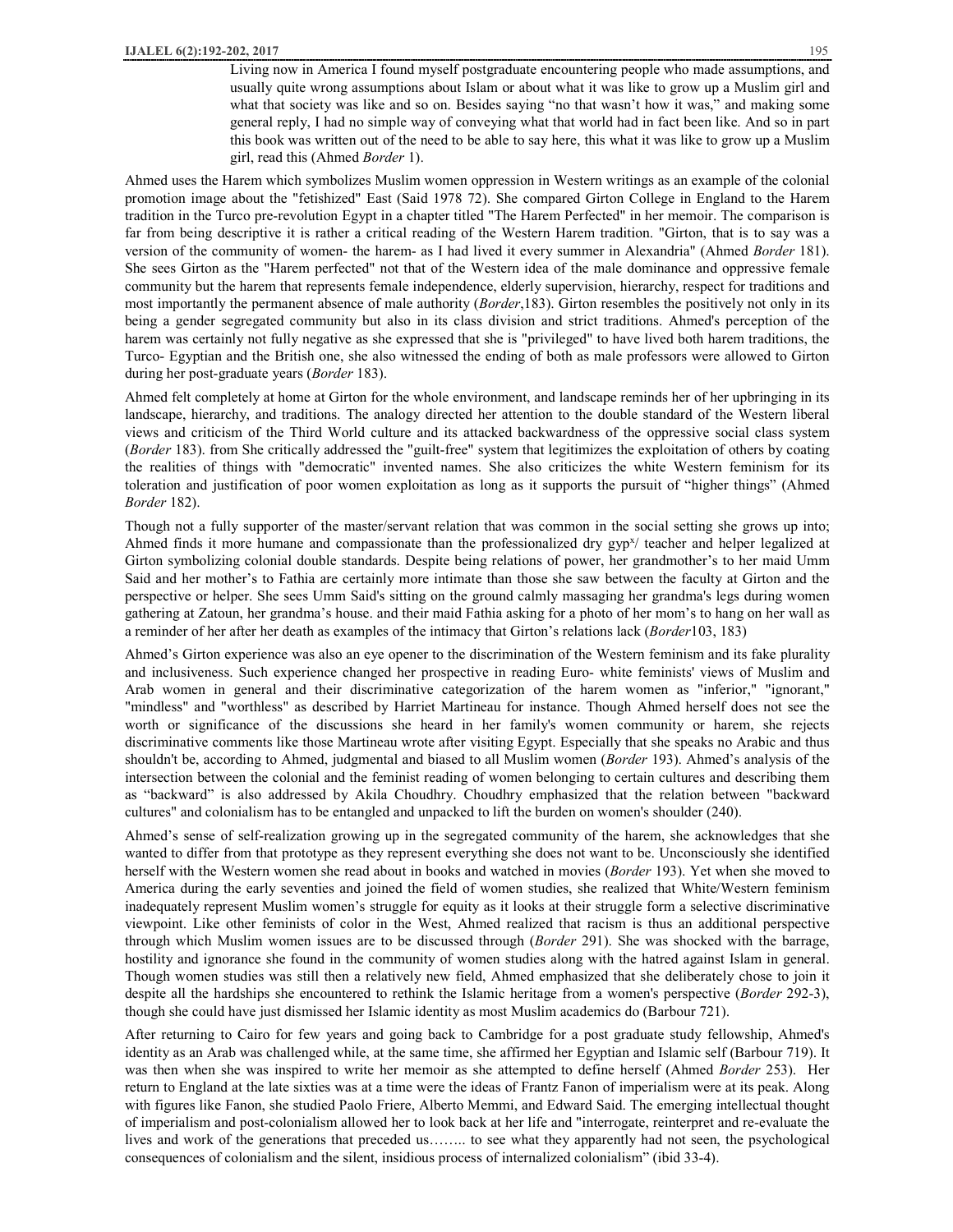> Living now in America I found myself postgraduate encountering people who made assumptions, and usually quite wrong assumptions about Islam or about what it was like to grow up a Muslim girl and what that society was like and so on. Besides saying "no that wasn't how it was," and making some general reply, I had no simple way of conveying what that world had in fact been like. And so in part this book was written out of the need to be able to say here, this what it was like to grow up a Muslim girl, read this (Ahmed *Border* 1).

Ahmed uses the Harem which symbolizes Muslim women oppression in Western writings as an example of the colonial promotion image about the "fetishized" East (Said 1978 72). She compared Girton College in England to the Harem tradition in the Turco pre-revolution Egypt in a chapter titled "The Harem Perfected" in her memoir. The comparison is far from being descriptive it is rather a critical reading of the Western Harem tradition. "Girton, that is to say was a version of the community of women- the harem- as I had lived it every summer in Alexandria" (Ahmed *Border* 181). She sees Girton as the "Harem perfected" not that of the Western idea of the male dominance and oppressive female community but the harem that represents female independence, elderly supervision, hierarchy, respect for traditions and most importantly the permanent absence of male authority (*Border*,183). Girton resembles the positively not only in its being a gender segregated community but also in its class division and strict traditions. Ahmed's perception of the harem was certainly not fully negative as she expressed that she is "privileged" to have lived both harem traditions, the Turco- Egyptian and the British one, she also witnessed the ending of both as male professors were allowed to Girton during her post-graduate years (*Border* 183).

Ahmed felt completely at home at Girton for the whole environment, and landscape reminds her of her upbringing in its landscape, hierarchy, and traditions. The analogy directed her attention to the double standard of the Western liberal views and criticism of the Third World culture and its attacked backwardness of the oppressive social class system (*Border* 183). from She critically addressed the "guilt-free" system that legitimizes the exploitation of others by coating the realities of things with "democratic" invented names. She also criticizes the white Western feminism for its toleration and justification of poor women exploitation as long as it supports the pursuit of "higher things" (Ahmed *Border* 182).

Though not a fully supporter of the master/servant relation that was common in the social setting she grows up into; Ahmed finds it more humane and compassionate than the professionalized dry gyp$^{s}$/ teacher and helper legalized at Girton symbolizing colonial double standards. Despite being relations of power, her grandmother's to her maid Umm Said and her mother's to Fathia are certainly more intimate than those she saw between the faculty at Girton and the perspective or helper. She sees Umm Said's sitting on the ground calmly massaging her grandma's legs during women gathering at Zatoun, her grandma's house. and their maid Fathia asking for a photo of her mom's to hang on her wall as a reminder of her after her death as examples of the intimacy that Girton's relations lack (*Border*103, 183)

Ahmed's Girton experience was also an eye opener to the discrimination of the Western feminism and its fake plurality and inclusiveness. Such experience changed her prospective in reading Euro- white feminists' views of Muslim and Arab women in general and their discriminative categorization of the harem women as "inferior," "ignorant," "mindless" and "worthless" as described by Harriet Martineau for instance. Though Ahmed herself does not see the worth or significance of the discussions she heard in her family's women community or harem, she rejects discriminative comments like those Martineau wrote after visiting Egypt. Especially that she speaks no Arabic and thus shouldn't be, according to Ahmed, judgmental and biased to all Muslim women (*Border* 193). Ahmed's analysis of the intersection between the colonial and the feminist reading of women belonging to certain cultures and describing them as "backward" is also addressed by Akila Choudhry. Choudhry emphasized that the relation between "backward cultures" and colonialism has to be entangled and unpacked to lift the burden on women's shoulder (240).

Ahmed's sense of self-realization growing up in the segregated community of the harem, she acknowledges that she wanted to differ from that prototype as they represent everything she does not want to be. Unconsciously she identified herself with the Western women she read about in books and watched in movies (*Border* 193). Yet when she moved to America during the early seventies and joined the field of women studies, she realized that White/Western feminism inadequately represent Muslim women's struggle for equity as it looks at their struggle form a selective discriminative viewpoint. Like other feminists of color in the West, Ahmed realized that racism is thus an additional perspective through which Muslim women issues are to be discussed through (*Border* 291). She was shocked with the barrage, hostility and ignorance she found in the community of women studies along with the hatred against Islam in general. Though women studies was still then a relatively new field, Ahmed emphasized that she deliberately chose to join it despite all the hardships she encountered to rethink the Islamic heritage from a women's perspective (*Border* 292-3), though she could have just dismissed her Islamic identity as most Muslim academics do (Barbour 721).

After returning to Cairo for few years and going back to Cambridge for a post graduate study fellowship, Ahmed's identity as an Arab was challenged while, at the same time, she affirmed her Egyptian and Islamic self (Barbour 719). It was then when she was inspired to write her memoir as she attempted to define herself (Ahmed *Border* 253). Her return to England at the late sixties was at a time were the ideas of Frantz Fanon of imperialism were at its peak. Along with figures like Fanon, she studied Paolo Friere, Alberto Memmi, and Edward Said. The emerging intellectual thought of imperialism and post-colonialism allowed her to look back at her life and "interrogate, reinterpret and re-evaluate the lives and work of the generations that preceded us…….. to see what they apparently had not seen, the psychological consequences of colonialism and the silent, insidious process of internalized colonialism" (ibid 33-4).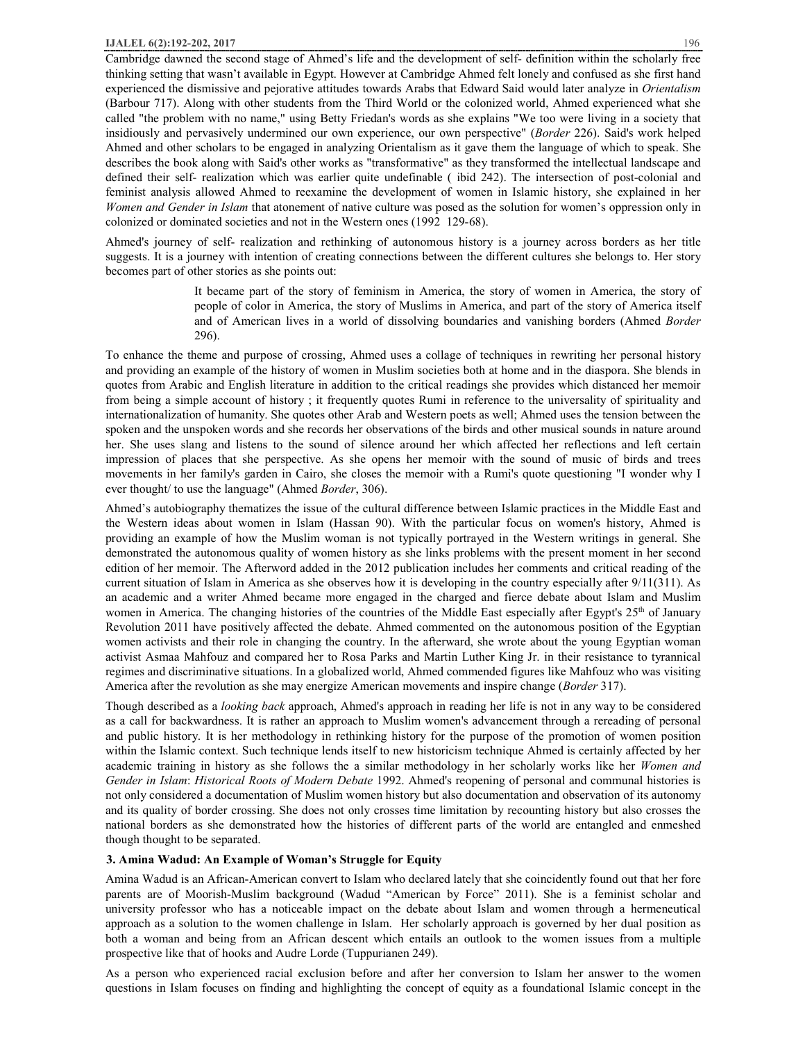Cambridge dawned the second stage of Ahmed's life and the development of self- definition within the scholarly free thinking setting that wasn't available in Egypt. However at Cambridge Ahmed felt lonely and confused as she first hand experienced the dismissive and pejorative attitudes towards Arabs that Edward Said would later analyze in *Orientalism* (Barbour 717). Along with other students from the Third World or the colonized world, Ahmed experienced what she called "the problem with no name," using Betty Friedan's words as she explains "We too were living in a society that insidiously and pervasively undermined our own experience, our own perspective" (*Border* 226). Said's work helped Ahmed and other scholars to be engaged in analyzing Orientalism as it gave them the language of which to speak. She describes the book along with Said's other works as "transformative" as they transformed the intellectual landscape and defined their self- realization which was earlier quite undefinable ( ibid 242). The intersection of post-colonial and feminist analysis allowed Ahmed to reexamine the development of women in Islamic history, she explained in her *Women and Gender in Islam* that atonement of native culture was posed as the solution for women's oppression only in colonized or dominated societies and not in the Western ones (1992 129-68).

Ahmed's journey of self- realization and rethinking of autonomous history is a journey across borders as her title suggests. It is a journey with intention of creating connections between the different cultures she belongs to. Her story becomes part of other stories as she points out:

> It became part of the story of feminism in America, the story of women in America, the story of people of color in America, the story of Muslims in America, and part of the story of America itself and of American lives in a world of dissolving boundaries and vanishing borders (Ahmed *Border* 296).

To enhance the theme and purpose of crossing, Ahmed uses a collage of techniques in rewriting her personal history and providing an example of the history of women in Muslim societies both at home and in the diaspora. She blends in quotes from Arabic and English literature in addition to the critical readings she provides which distanced her memoir from being a simple account of history ; it frequently quotes Rumi in reference to the universality of spirituality and internationalization of humanity. She quotes other Arab and Western poets as well; Ahmed uses the tension between the spoken and the unspoken words and she records her observations of the birds and other musical sounds in nature around her. She uses slang and listens to the sound of silence around her which affected her reflections and left certain impression of places that she perspective. As she opens her memoir with the sound of music of birds and trees movements in her family's garden in Cairo, she closes the memoir with a Rumi's quote questioning "I wonder why I ever thought/ to use the language" (Ahmed *Border*, 306).

Ahmed's autobiography thematizes the issue of the cultural difference between Islamic practices in the Middle East and the Western ideas about women in Islam (Hassan 90). With the particular focus on women's history, Ahmed is providing an example of how the Muslim woman is not typically portrayed in the Western writings in general. She demonstrated the autonomous quality of women history as she links problems with the present moment in her second edition of her memoir. The Afterword added in the 2012 publication includes her comments and critical reading of the current situation of Islam in America as she observes how it is developing in the country especially after 9/11(311). As an academic and a writer Ahmed became more engaged in the charged and fierce debate about Islam and Muslim women in America. The changing histories of the countries of the Middle East especially after Egypt's 25th of January Revolution 2011 have positively affected the debate. Ahmed commented on the autonomous position of the Egyptian women activists and their role in changing the country. In the afterward, she wrote about the young Egyptian woman activist Asmaa Mahfouz and compared her to Rosa Parks and Martin Luther King Jr. in their resistance to tyrannical regimes and discriminative situations. In a globalized world, Ahmed commended figures like Mahfouz who was visiting America after the revolution as she may energize American movements and inspire change (*Border* 317).

Though described as a *looking back* approach, Ahmed's approach in reading her life is not in any way to be considered as a call for backwardness. It is rather an approach to Muslim women's advancement through a rereading of personal and public history. It is her methodology in rethinking history for the purpose of the promotion of women position within the Islamic context. Such technique lends itself to new historicism technique Ahmed is certainly affected by her academic training in history as she follows the a similar methodology in her scholarly works like her *Women and Gender in Islam*: *Historical Roots of Modern Debate* 1992. Ahmed's reopening of personal and communal histories is not only considered a documentation of Muslim women history but also documentation and observation of its autonomy and its quality of border crossing. She does not only crosses time limitation by recounting history but also crosses the national borders as she demonstrated how the histories of different parts of the world are entangled and enmeshed though thought to be separated.

### 3. Amina Wadud: An Example of Woman's Struggle for Equity

Amina Wadud is an African-American convert to Islam who declared lately that she coincidently found out that her fore parents are of Moorish-Muslim background (Wadud "American by Force" 2011). She is a feminist scholar and university professor who has a noticeable impact on the debate about Islam and women through a hermeneutical approach as a solution to the women challenge in Islam. Her scholarly approach is governed by her dual position as both a woman and being from an African descent which entails an outlook to the women issues from a multiple prospective like that of hooks and Audre Lorde (Tuppurianen 249).

As a person who experienced racial exclusion before and after her conversion to Islam her answer to the women questions in Islam focuses on finding and highlighting the concept of equity as a foundational Islamic concept in the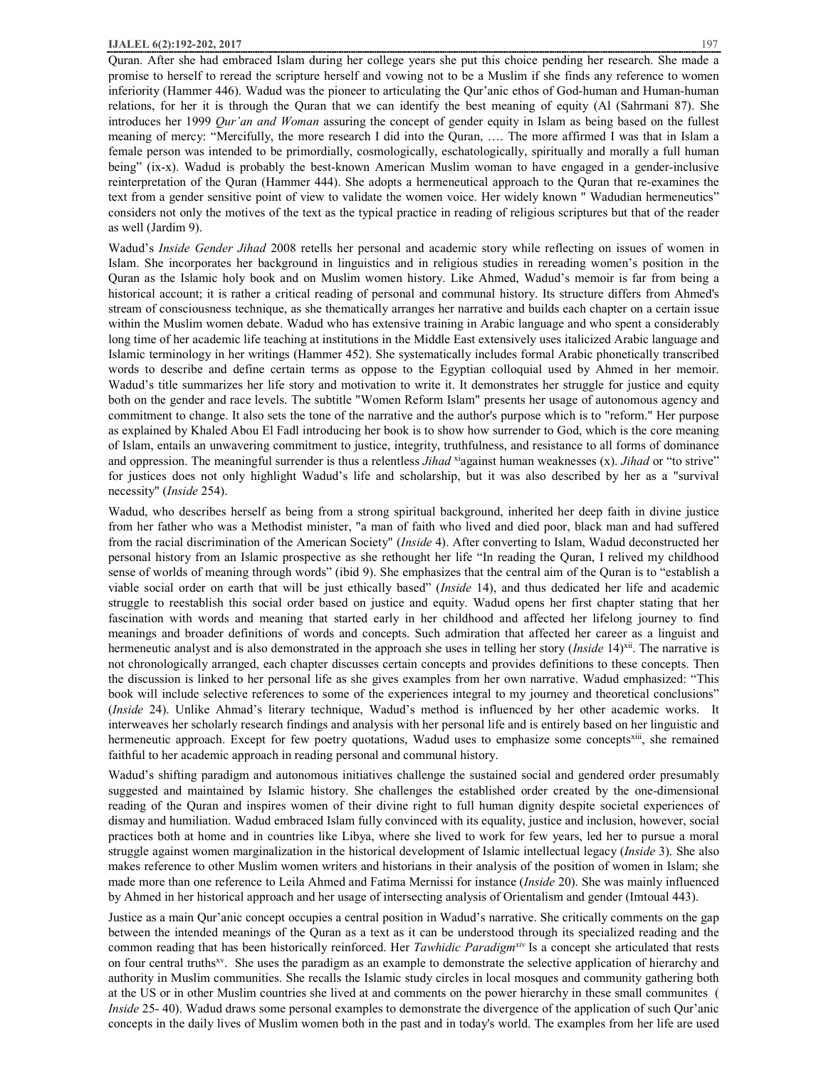Quran. After she had embraced Islam during her college years she put this choice pending her research. She made a promise to herself to reread the scripture herself and vowing not to be a Muslim if she finds any reference to women inferiority (Hammer 446). Wadud was the pioneer to articulating the Qur'anic ethos of God-human and Human-human relations, for her it is through the Quran that we can identify the best meaning of equity (Al (Sahrmani 87). She introduces her 1999 *Qur'an and Woman* assuring the concept of gender equity in Islam as being based on the fullest meaning of mercy: "Mercifully, the more research I did into the Quran, …. The more affirmed I was that in Islam a female person was intended to be primordially, cosmologically, eschatologically, spiritually and morally a full human being" (ix-x). Wadud is probably the best-known American Muslim woman to have engaged in a gender-inclusive reinterpretation of the Quran (Hammer 444). She adopts a hermeneutical approach to the Quran that re-examines the text from a gender sensitive point of view to validate the women voice. Her widely known " Wadudian hermeneutics" considers not only the motives of the text as the typical practice in reading of religious scriptures but that of the reader as well (Jardim 9).

Wadud's *Inside Gender Jihad* 2008 retells her personal and academic story while reflecting on issues of women in Islam. She incorporates her background in linguistics and in religious studies in rereading women's position in the Quran as the Islamic holy book and on Muslim women history. Like Ahmed, Wadud's memoir is far from being a historical account; it is rather a critical reading of personal and communal history. Its structure differs from Ahmed's stream of consciousness technique, as she thematically arranges her narrative and builds each chapter on a certain issue within the Muslim women debate. Wadud who has extensive training in Arabic language and who spent a considerably long time of her academic life teaching at institutions in the Middle East extensively uses italicized Arabic language and Islamic terminology in her writings (Hammer 452). She systematically includes formal Arabic phonetically transcribed words to describe and define certain terms as oppose to the Egyptian colloquial used by Ahmed in her memoir. Wadud's title summarizes her life story and motivation to write it. It demonstrates her struggle for justice and equity both on the gender and race levels. The subtitle "Women Reform Islam" presents her usage of autonomous agency and commitment to change. It also sets the tone of the narrative and the author's purpose which is to "reform." Her purpose as explained by Khaled Abou El Fadl introducing her book is to show how surrender to God, which is the core meaning of Islam, entails an unwavering commitment to justice, integrity, truthfulness, and resistance to all forms of dominance and oppression. The meaningful surrender is thus a relentless *Jihad* [xi]against human weaknesses (x). *Jihad* or "to strive" for justices does not only highlight Wadud's life and scholarship, but it was also described by her as a "survival necessity" (*Inside* 254).

Wadud, who describes herself as being from a strong spiritual background, inherited her deep faith in divine justice from her father who was a Methodist minister, "a man of faith who lived and died poor, black man and had suffered from the racial discrimination of the American Society" (*Inside* 4). After converting to Islam, Wadud deconstructed her personal history from an Islamic prospective as she rethought her life "In reading the Quran, I relived my childhood sense of worlds of meaning through words" (ibid 9). She emphasizes that the central aim of the Quran is to "establish a viable social order on earth that will be just ethically based" (*Inside* 14), and thus dedicated her life and academic struggle to reestablish this social order based on justice and equity. Wadud opens her first chapter stating that her fascination with words and meaning that started early in her childhood and affected her lifelong journey to find meanings and broader definitions of words and concepts. Such admiration that affected her career as a linguist and hermeneutic analyst and is also demonstrated in the approach she uses in telling her story (*Inside* 14)[xii]. The narrative is not chronologically arranged, each chapter discusses certain concepts and provides definitions to these concepts. Then the discussion is linked to her personal life as she gives examples from her own narrative. Wadud emphasized: "This book will include selective references to some of the experiences integral to my journey and theoretical conclusions" (*Inside* 24). Unlike Ahmad's literary technique, Wadud's method is influenced by her other academic works. It interweaves her scholarly research findings and analysis with her personal life and is entirely based on her linguistic and hermeneutic approach. Except for few poetry quotations, Wadud uses to emphasize some concepts[xiii], she remained faithful to her academic approach in reading personal and communal history.

Wadud's shifting paradigm and autonomous initiatives challenge the sustained social and gendered order presumably suggested and maintained by Islamic history. She challenges the established order created by the one-dimensional reading of the Quran and inspires women of their divine right to full human dignity despite societal experiences of dismay and humiliation. Wadud embraced Islam fully convinced with its equality, justice and inclusion, however, social practices both at home and in countries like Libya, where she lived to work for few years, led her to pursue a moral struggle against women marginalization in the historical development of Islamic intellectual legacy (*Inside* 3). She also makes reference to other Muslim women writers and historians in their analysis of the position of women in Islam; she made more than one reference to Leila Ahmed and Fatima Mernissi for instance (*Inside* 20). She was mainly influenced by Ahmed in her historical approach and her usage of intersecting analysis of Orientalism and gender (Imtoual 443).

Justice as a main Qur'anic concept occupies a central position in Wadud's narrative. She critically comments on the gap between the intended meanings of the Quran as a text as it can be understood through its specialized reading and the common reading that has been historically reinforced. Her *Tawhidic Paradigm*[xiv] Is a concept she articulated that rests on four central truths[xv]. She uses the paradigm as an example to demonstrate the selective application of hierarchy and authority in Muslim communities. She recalls the Islamic study circles in local mosques and community gathering both at the US or in other Muslim countries she lived at and comments on the power hierarchy in these small communites ( *Inside* 25- 40). Wadud draws some personal examples to demonstrate the divergence of the application of such Qur'anic concepts in the daily lives of Muslim women both in the past and in today's world. The examples from her life are used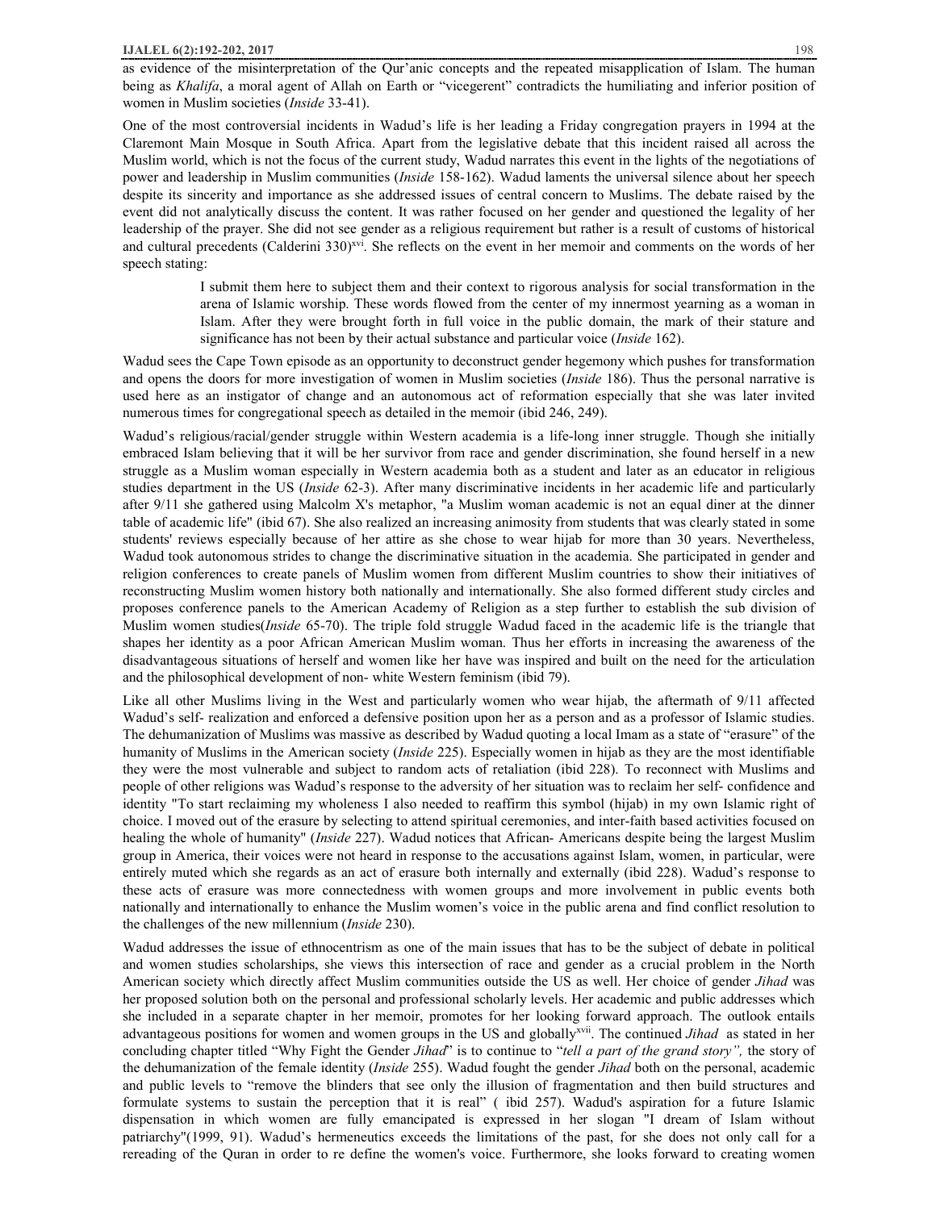as evidence of the misinterpretation of the Qur'anic concepts and the repeated misapplication of Islam. The human being as *Khalifa*, a moral agent of Allah on Earth or "vicegerent" contradicts the humiliating and inferior position of women in Muslim societies (*Inside* 33-41).

One of the most controversial incidents in Wadud's life is her leading a Friday congregation prayers in 1994 at the Claremont Main Mosque in South Africa. Apart from the legislative debate that this incident raised all across the Muslim world, which is not the focus of the current study, Wadud narrates this event in the lights of the negotiations of power and leadership in Muslim communities (*Inside* 158-162). Wadud laments the universal silence about her speech despite its sincerity and importance as she addressed issues of central concern to Muslims. The debate raised by the event did not analytically discuss the content. It was rather focused on her gender and questioned the legality of her leadership of the prayer. She did not see gender as a religious requirement but rather is a result of customs of historical and cultural precedents (Calderini 330)[xvi]. She reflects on the event in her memoir and comments on the words of her speech stating:

> I submit them here to subject them and their context to rigorous analysis for social transformation in the arena of Islamic worship. These words flowed from the center of my innermost yearning as a woman in Islam. After they were brought forth in full voice in the public domain, the mark of their stature and significance has not been by their actual substance and particular voice (*Inside* 162).

Wadud sees the Cape Town episode as an opportunity to deconstruct gender hegemony which pushes for transformation and opens the doors for more investigation of women in Muslim societies (*Inside* 186). Thus the personal narrative is used here as an instigator of change and an autonomous act of reformation especially that she was later invited numerous times for congregational speech as detailed in the memoir (ibid 246, 249).

Wadud's religious/racial/gender struggle within Western academia is a life-long inner struggle. Though she initially embraced Islam believing that it will be her survivor from race and gender discrimination, she found herself in a new struggle as a Muslim woman especially in Western academia both as a student and later as an educator in religious studies department in the US (*Inside* 62-3). After many discriminative incidents in her academic life and particularly after 9/11 she gathered using Malcolm X's metaphor, "a Muslim woman academic is not an equal diner at the dinner table of academic life" (ibid 67). She also realized an increasing animosity from students that was clearly stated in some students' reviews especially because of her attire as she chose to wear hijab for more than 30 years. Nevertheless, Wadud took autonomous strides to change the discriminative situation in the academia. She participated in gender and religion conferences to create panels of Muslim women from different Muslim countries to show their initiatives of reconstructing Muslim women history both nationally and internationally. She also formed different study circles and proposes conference panels to the American Academy of Religion as a step further to establish the sub division of Muslim women studies(*Inside* 65-70). The triple fold struggle Wadud faced in the academic life is the triangle that shapes her identity as a poor African American Muslim woman. Thus her efforts in increasing the awareness of the disadvantageous situations of herself and women like her have was inspired and built on the need for the articulation and the philosophical development of non- white Western feminism (ibid 79).

Like all other Muslims living in the West and particularly women who wear hijab, the aftermath of 9/11 affected Wadud's self- realization and enforced a defensive position upon her as a person and as a professor of Islamic studies. The dehumanization of Muslims was massive as described by Wadud quoting a local Imam as a state of "erasure" of the humanity of Muslims in the American society (*Inside* 225). Especially women in hijab as they are the most identifiable they were the most vulnerable and subject to random acts of retaliation (ibid 228). To reconnect with Muslims and people of other religions was Wadud's response to the adversity of her situation was to reclaim her self- confidence and identity "To start reclaiming my wholeness I also needed to reaffirm this symbol (hijab) in my own Islamic right of choice. I moved out of the erasure by selecting to attend spiritual ceremonies, and inter-faith based activities focused on healing the whole of humanity" (*Inside* 227). Wadud notices that African- Americans despite being the largest Muslim group in America, their voices were not heard in response to the accusations against Islam, women, in particular, were entirely muted which she regards as an act of erasure both internally and externally (ibid 228). Wadud's response to these acts of erasure was more connectedness with women groups and more involvement in public events both nationally and internationally to enhance the Muslim women's voice in the public arena and find conflict resolution to the challenges of the new millennium (*Inside* 230).

Wadud addresses the issue of ethnocentrism as one of the main issues that has to be the subject of debate in political and women studies scholarships, she views this intersection of race and gender as a crucial problem in the North American society which directly affect Muslim communities outside the US as well. Her choice of gender *Jihad* was her proposed solution both on the personal and professional scholarly levels. Her academic and public addresses which she included in a separate chapter in her memoir, promotes for her looking forward approach. The outlook entails advantageous positions for women and women groups in the US and globally[xvii]. The continued *Jihad* as stated in her concluding chapter titled "Why Fight the Gender *Jihad*" is to continue to "*tell a part of the grand story",* the story of the dehumanization of the female identity (*Inside* 255). Wadud fought the gender *Jihad* both on the personal, academic and public levels to "remove the blinders that see only the illusion of fragmentation and then build structures and formulate systems to sustain the perception that it is real" ( ibid 257). Wadud's aspiration for a future Islamic dispensation in which women are fully emancipated is expressed in her slogan "I dream of Islam without patriarchy"(1999, 91). Wadud's hermeneutics exceeds the limitations of the past, for she does not only call for a rereading of the Quran in order to re define the women's voice. Furthermore, she looks forward to creating women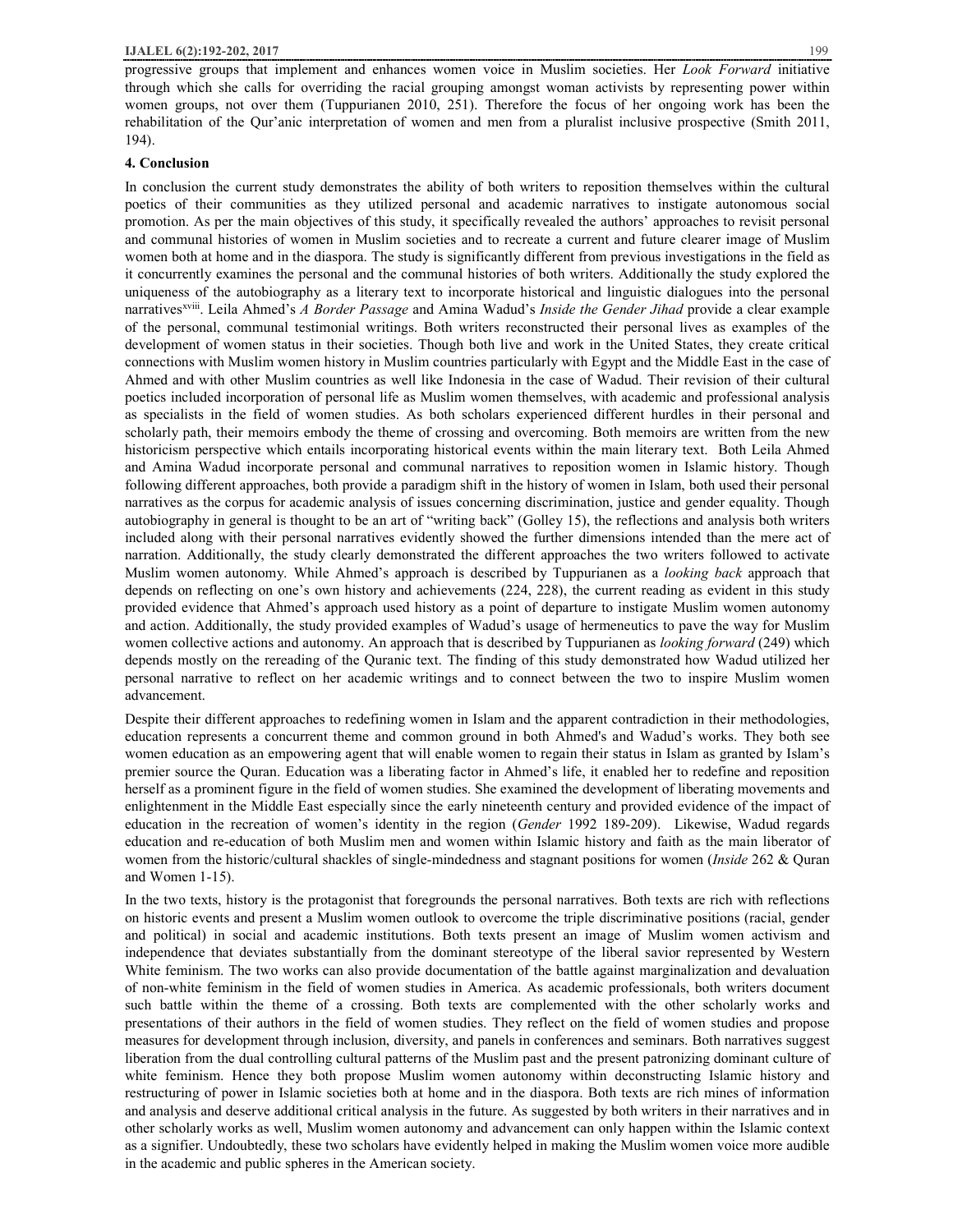progressive groups that implement and enhances women voice in Muslim societies. Her *Look Forward* initiative through which she calls for overriding the racial grouping amongst woman activists by representing power within women groups, not over them (Tuppurianen 2010, 251). Therefore the focus of her ongoing work has been the rehabilitation of the Qur'anic interpretation of women and men from a pluralist inclusive prospective (Smith 2011, 194).

## 4. Conclusion

In conclusion the current study demonstrates the ability of both writers to reposition themselves within the cultural poetics of their communities as they utilized personal and academic narratives to instigate autonomous social promotion. As per the main objectives of this study, it specifically revealed the authors' approaches to revisit personal and communal histories of women in Muslim societies and to recreate a current and future clearer image of Muslim women both at home and in the diaspora. The study is significantly different from previous investigations in the field as it concurrently examines the personal and the communal histories of both writers. Additionally the study explored the uniqueness of the autobiography as a literary text to incorporate historical and linguistic dialogues into the personal narratives[xviii]. Leila Ahmed's *A Border Passage* and Amina Wadud's *Inside the Gender Jihad* provide a clear example of the personal, communal testimonial writings. Both writers reconstructed their personal lives as examples of the development of women status in their societies. Though both live and work in the United States, they create critical connections with Muslim women history in Muslim countries particularly with Egypt and the Middle East in the case of Ahmed and with other Muslim countries as well like Indonesia in the case of Wadud. Their revision of their cultural poetics included incorporation of personal life as Muslim women themselves, with academic and professional analysis as specialists in the field of women studies. As both scholars experienced different hurdles in their personal and scholarly path, their memoirs embody the theme of crossing and overcoming. Both memoirs are written from the new historicism perspective which entails incorporating historical events within the main literary text. Both Leila Ahmed and Amina Wadud incorporate personal and communal narratives to reposition women in Islamic history. Though following different approaches, both provide a paradigm shift in the history of women in Islam, both used their personal narratives as the corpus for academic analysis of issues concerning discrimination, justice and gender equality. Though autobiography in general is thought to be an art of "writing back" (Golley 15), the reflections and analysis both writers included along with their personal narratives evidently showed the further dimensions intended than the mere act of narration. Additionally, the study clearly demonstrated the different approaches the two writers followed to activate Muslim women autonomy. While Ahmed's approach is described by Tuppurianen as a *looking back* approach that depends on reflecting on one's own history and achievements (224, 228), the current reading as evident in this study provided evidence that Ahmed's approach used history as a point of departure to instigate Muslim women autonomy and action. Additionally, the study provided examples of Wadud's usage of hermeneutics to pave the way for Muslim women collective actions and autonomy. An approach that is described by Tuppurianen as *looking forward* (249) which depends mostly on the rereading of the Quranic text. The finding of this study demonstrated how Wadud utilized her personal narrative to reflect on her academic writings and to connect between the two to inspire Muslim women advancement.

Despite their different approaches to redefining women in Islam and the apparent contradiction in their methodologies, education represents a concurrent theme and common ground in both Ahmed's and Wadud's works. They both see women education as an empowering agent that will enable women to regain their status in Islam as granted by Islam's premier source the Quran. Education was a liberating factor in Ahmed's life, it enabled her to redefine and reposition herself as a prominent figure in the field of women studies. She examined the development of liberating movements and enlightenment in the Middle East especially since the early nineteenth century and provided evidence of the impact of education in the recreation of women's identity in the region (*Gender* 1992 189-209). Likewise, Wadud regards education and re-education of both Muslim men and women within Islamic history and faith as the main liberator of women from the historic/cultural shackles of single-mindedness and stagnant positions for women (*Inside* 262 & Quran and Women 1-15).

In the two texts, history is the protagonist that foregrounds the personal narratives. Both texts are rich with reflections on historic events and present a Muslim women outlook to overcome the triple discriminative positions (racial, gender and political) in social and academic institutions. Both texts present an image of Muslim women activism and independence that deviates substantially from the dominant stereotype of the liberal savior represented by Western White feminism. The two works can also provide documentation of the battle against marginalization and devaluation of non-white feminism in the field of women studies in America. As academic professionals, both writers document such battle within the theme of a crossing. Both texts are complemented with the other scholarly works and presentations of their authors in the field of women studies. They reflect on the field of women studies and propose measures for development through inclusion, diversity, and panels in conferences and seminars. Both narratives suggest liberation from the dual controlling cultural patterns of the Muslim past and the present patronizing dominant culture of white feminism. Hence they both propose Muslim women autonomy within deconstructing Islamic history and restructuring of power in Islamic societies both at home and in the diaspora. Both texts are rich mines of information and analysis and deserve additional critical analysis in the future. As suggested by both writers in their narratives and in other scholarly works as well, Muslim women autonomy and advancement can only happen within the Islamic context as a signifier. Undoubtedly, these two scholars have evidently helped in making the Muslim women voice more audible in the academic and public spheres in the American society.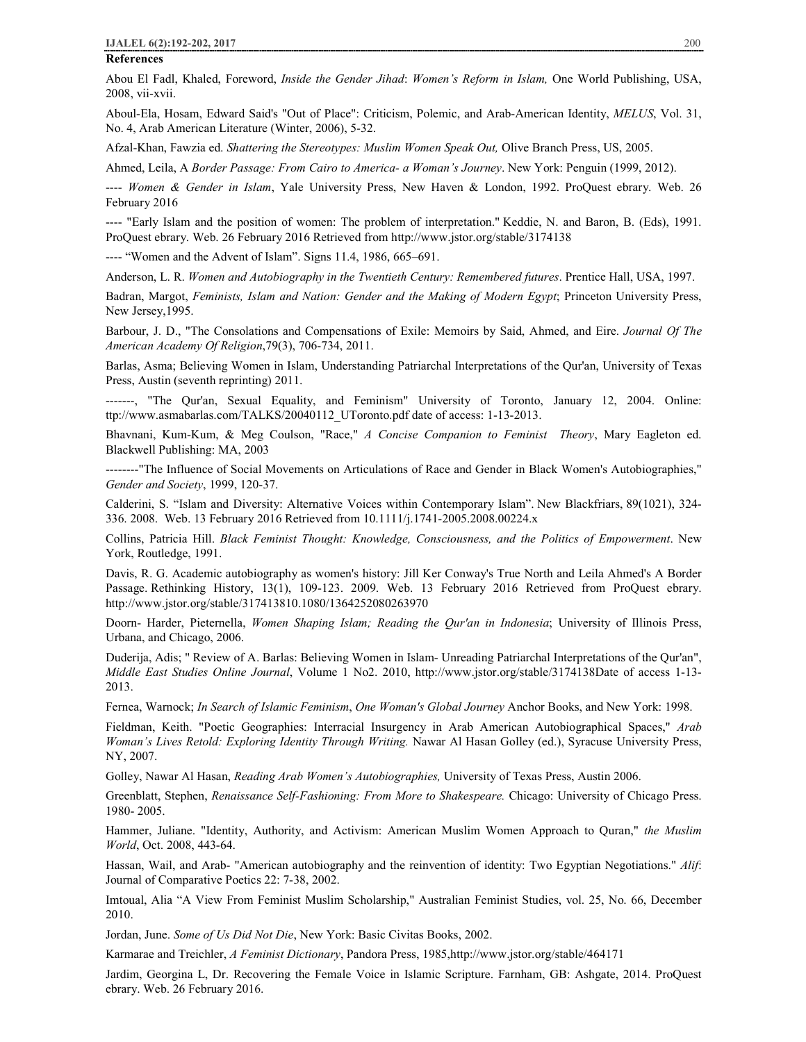**References**

Abou El Fadl, Khaled, Foreword, *Inside the Gender Jihad*: *Women's Reform in Islam,* One World Publishing, USA, 2008, vii-xvii.

Aboul-Ela, Hosam, Edward Said's "Out of Place": Criticism, Polemic, and Arab-American Identity, *MELUS*, Vol. 31, No. 4, Arab American Literature (Winter, 2006), 5-32.

Afzal-Khan, Fawzia ed. *Shattering the Stereotypes: Muslim Women Speak Out,* Olive Branch Press, US, 2005.

Ahmed, Leila, A *Border Passage: From Cairo to America- a Woman's Journey*. New York: Penguin (1999, 2012).

---- *Women & Gender in Islam*, Yale University Press, New Haven & London, 1992. ProQuest ebrary. Web. 26 February 2016

---- "Early Islam and the position of women: The problem of interpretation." Keddie, N. and Baron, B. (Eds), 1991. ProQuest ebrary. Web. 26 February 2016 Retrieved from http://www.jstor.org/stable/3174138

---- "Women and the Advent of Islam". Signs 11.4, 1986, 665–691.

Anderson, L. R. *Women and Autobiography in the Twentieth Century: Remembered futures*. Prentice Hall, USA, 1997.

Badran, Margot, *Feminists, Islam and Nation: Gender and the Making of Modern Egypt*; Princeton University Press, New Jersey,1995.

Barbour, J. D., "The Consolations and Compensations of Exile: Memoirs by Said, Ahmed, and Eire. *Journal Of The American Academy Of Religion*,79(3), 706-734, 2011.

Barlas, Asma; Believing Women in Islam, Understanding Patriarchal Interpretations of the Qur'an, University of Texas Press, Austin (seventh reprinting) 2011.

-------, "The Qur'an, Sexual Equality, and Feminism" University of Toronto, January 12, 2004. Online: ttp://www.asmabarlas.com/TALKS/20040112_UToronto.pdf date of access: 1-13-2013.

Bhavnani, Kum-Kum, & Meg Coulson, "Race," *A Concise Companion to Feminist Theory*, Mary Eagleton ed. Blackwell Publishing: MA, 2003

--------"The Influence of Social Movements on Articulations of Race and Gender in Black Women's Autobiographies," *Gender and Society*, 1999, 120-37.

Calderini, S. "Islam and Diversity: Alternative Voices within Contemporary Islam". New Blackfriars, 89(1021), 324-336. 2008. Web. 13 February 2016 Retrieved from 10.1111/j.1741-2005.2008.00224.x

Collins, Patricia Hill. *Black Feminist Thought: Knowledge, Consciousness, and the Politics of Empowerment*. New York, Routledge, 1991.

Davis, R. G. Academic autobiography as women's history: Jill Ker Conway's True North and Leila Ahmed's A Border Passage. Rethinking History, 13(1), 109-123. 2009. Web. 13 February 2016 Retrieved from ProQuest ebrary. http://www.jstor.org/stable/317413810.1080/1364252080263970

Doorn- Harder, Pieternella, *Women Shaping Islam; Reading the Qur'an in Indonesia*; University of Illinois Press, Urbana, and Chicago, 2006.

Duderija, Adis; " Review of A. Barlas: Believing Women in Islam- Unreading Patriarchal Interpretations of the Qur'an", *Middle East Studies Online Journal*, Volume 1 No2. 2010, http://www.jstor.org/stable/3174138Date of access 1-13-2013.

Fernea, Warnock; *In Search of Islamic Feminism*, *One Woman's Global Journey* Anchor Books, and New York: 1998.

Fieldman, Keith. "Poetic Geographies: Interracial Insurgency in Arab American Autobiographical Spaces," *Arab Woman's Lives Retold: Exploring Identity Through Writing.* Nawar Al Hasan Golley (ed.), Syracuse University Press, NY, 2007.

Golley, Nawar Al Hasan, *Reading Arab Women's Autobiographies,* University of Texas Press, Austin 2006.

Greenblatt, Stephen, *Renaissance Self-Fashioning: From More to Shakespeare.* Chicago: University of Chicago Press. 1980- 2005.

Hammer, Juliane. "Identity, Authority, and Activism: American Muslim Women Approach to Quran," *the Muslim World*, Oct. 2008, 443-64.

Hassan, Wail, and Arab- "American autobiography and the reinvention of identity: Two Egyptian Negotiations." *Alif*: Journal of Comparative Poetics 22: 7-38, 2002.

Imtoual, Alia "A View From Feminist Muslim Scholarship," Australian Feminist Studies, vol. 25, No. 66, December 2010.

Jordan, June. *Some of Us Did Not Die*, New York: Basic Civitas Books, 2002.

Karmarae and Treichler, *A Feminist Dictionary*, Pandora Press, 1985,http://www.jstor.org/stable/464171

Jardim, Georgina L, Dr. Recovering the Female Voice in Islamic Scripture. Farnham, GB: Ashgate, 2014. ProQuest ebrary. Web. 26 February 2016.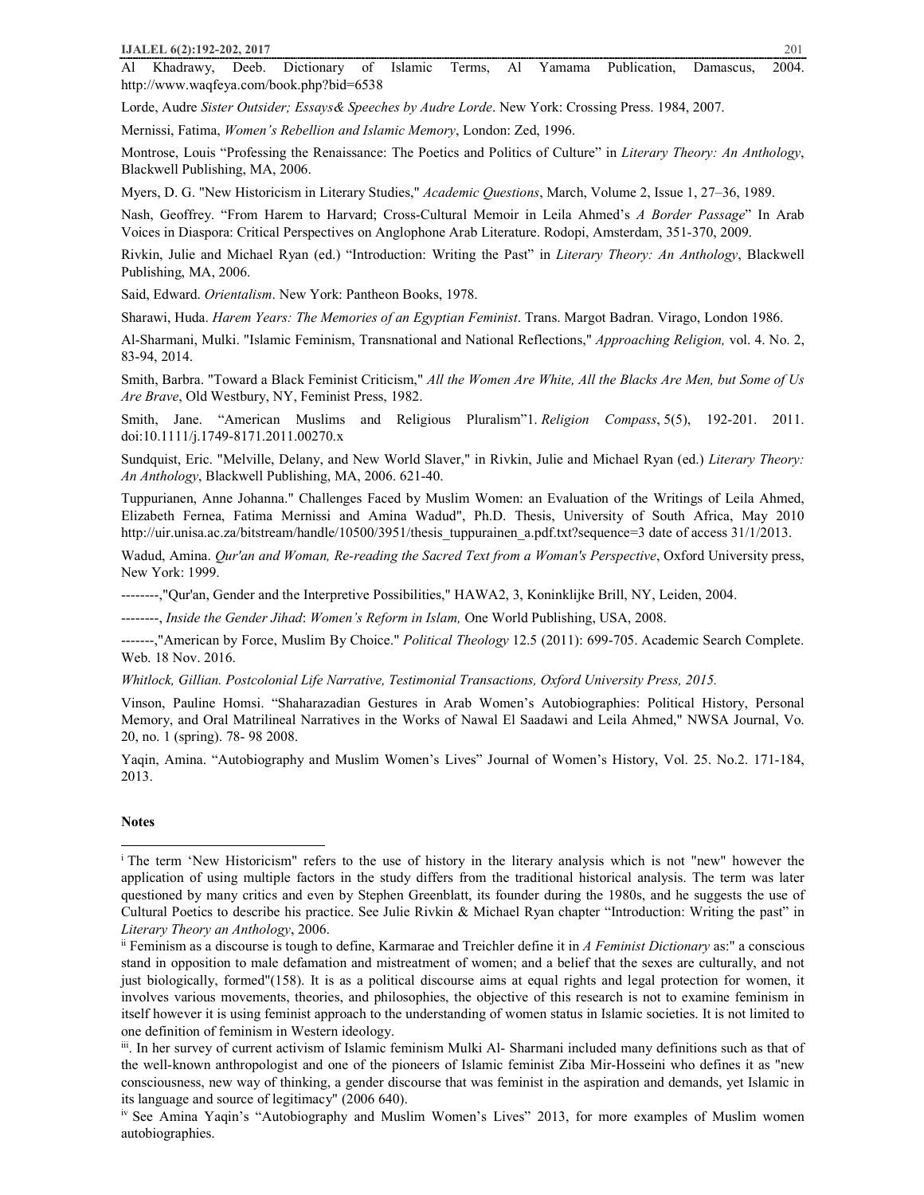Al Khadrawy, Deeb. Dictionary of Islamic Terms, Al Yamama Publication, Damascus, 2004. http://www.waqfeya.com/book.php?bid=6538

Lorde, Audre *Sister Outsider; Essays& Speeches by Audre Lorde*. New York: Crossing Press. 1984, 2007.

Mernissi, Fatima, *Women's Rebellion and Islamic Memory*, London: Zed, 1996.

Montrose, Louis "Professing the Renaissance: The Poetics and Politics of Culture" in *Literary Theory: An Anthology*, Blackwell Publishing, MA, 2006.

Myers, D. G. "New Historicism in Literary Studies," *Academic Questions*, March, Volume 2, Issue 1, 27–36, 1989.

Nash, Geoffrey. "From Harem to Harvard; Cross-Cultural Memoir in Leila Ahmed's *A Border Passage*" In Arab Voices in Diaspora: Critical Perspectives on Anglophone Arab Literature. Rodopi, Amsterdam, 351-370, 2009.

Rivkin, Julie and Michael Ryan (ed.) "Introduction: Writing the Past" in *Literary Theory: An Anthology*, Blackwell Publishing, MA, 2006.

Said, Edward. *Orientalism*. New York: Pantheon Books, 1978.

Sharawi, Huda. *Harem Years: The Memories of an Egyptian Feminist*. Trans. Margot Badran. Virago, London 1986.

Al-Sharmani, Mulki. "Islamic Feminism, Transnational and National Reflections," *Approaching Religion,* vol. 4. No. 2, 83-94, 2014.

Smith, Barbra. "Toward a Black Feminist Criticism," *All the Women Are White, All the Blacks Are Men, but Some of Us Are Brave*, Old Westbury, NY, Feminist Press, 1982.

Smith, Jane. "American Muslims and Religious Pluralism"1. *Religion Compass*, 5(5), 192-201. 2011. doi:10.1111/j.1749-8171.2011.00270.x

Sundquist, Eric. "Melville, Delany, and New World Slaver," in Rivkin, Julie and Michael Ryan (ed.) *Literary Theory: An Anthology*, Blackwell Publishing, MA, 2006. 621-40.

Tuppurianen, Anne Johanna." Challenges Faced by Muslim Women: an Evaluation of the Writings of Leila Ahmed, Elizabeth Fernea, Fatima Mernissi and Amina Wadud", Ph.D. Thesis, University of South Africa, May 2010 http://uir.unisa.ac.za/bitstream/handle/10500/3951/thesis_tuppurainen_a.pdf.txt?sequence=3 date of access 31/1/2013.

Wadud, Amina. *Qur'an and Woman, Re-reading the Sacred Text from a Woman's Perspective*, Oxford University press, New York: 1999.

--------,"Qur'an, Gender and the Interpretive Possibilities," HAWA2, 3, Koninklijke Brill, NY, Leiden, 2004.

--------, *Inside the Gender Jihad*: *Women's Reform in Islam,* One World Publishing, USA, 2008.

-------,"American by Force, Muslim By Choice." *Political Theology* 12.5 (2011): 699-705. Academic Search Complete. Web. 18 Nov. 2016.

*Whitlock, Gillian. Postcolonial Life Narrative, Testimonial Transactions, Oxford University Press, 2015.*

Vinson, Pauline Homsi. "Shaharazadian Gestures in Arab Women's Autobiographies: Political History, Personal Memory, and Oral Matrilineal Narratives in the Works of Nawal El Saadawi and Leila Ahmed," NWSA Journal, Vo. 20, no. 1 (spring). 78- 98 2008.

Yaqin, Amina. "Autobiography and Muslim Women's Lives" Journal of Women's History, Vol. 25. No.2. 171-184, 2013.

**Notes**

[i] The term 'New Historicism" refers to the use of history in the literary analysis which is not "new" however the application of using multiple factors in the study differs from the traditional historical analysis. The term was later questioned by many critics and even by Stephen Greenblatt, its founder during the 1980s, and he suggests the use of Cultural Poetics to describe his practice. See Julie Rivkin & Michael Ryan chapter "Introduction: Writing the past" in *Literary Theory an Anthology*, 2006.

[ii] Feminism as a discourse is tough to define, Karmarae and Treichler define it in *A Feminist Dictionary* as:" a conscious stand in opposition to male defamation and mistreatment of women; and a belief that the sexes are culturally, and not just biologically, formed"(158). It is as a political discourse aims at equal rights and legal protection for women, it involves various movements, theories, and philosophies, the objective of this research is not to examine feminism in itself however it is using feminist approach to the understanding of women status in Islamic societies. It is not limited to one definition of feminism in Western ideology.

[iii]. In her survey of current activism of Islamic feminism Mulki Al- Sharmani included many definitions such as that of the well-known anthropologist and one of the pioneers of Islamic feminist Ziba Mir-Hosseini who defines it as "new consciousness, new way of thinking, a gender discourse that was feminist in the aspiration and demands, yet Islamic in its language and source of legitimacy" (2006 640).

[iv] See Amina Yaqin's "Autobiography and Muslim Women's Lives" 2013, for more examples of Muslim women autobiographies.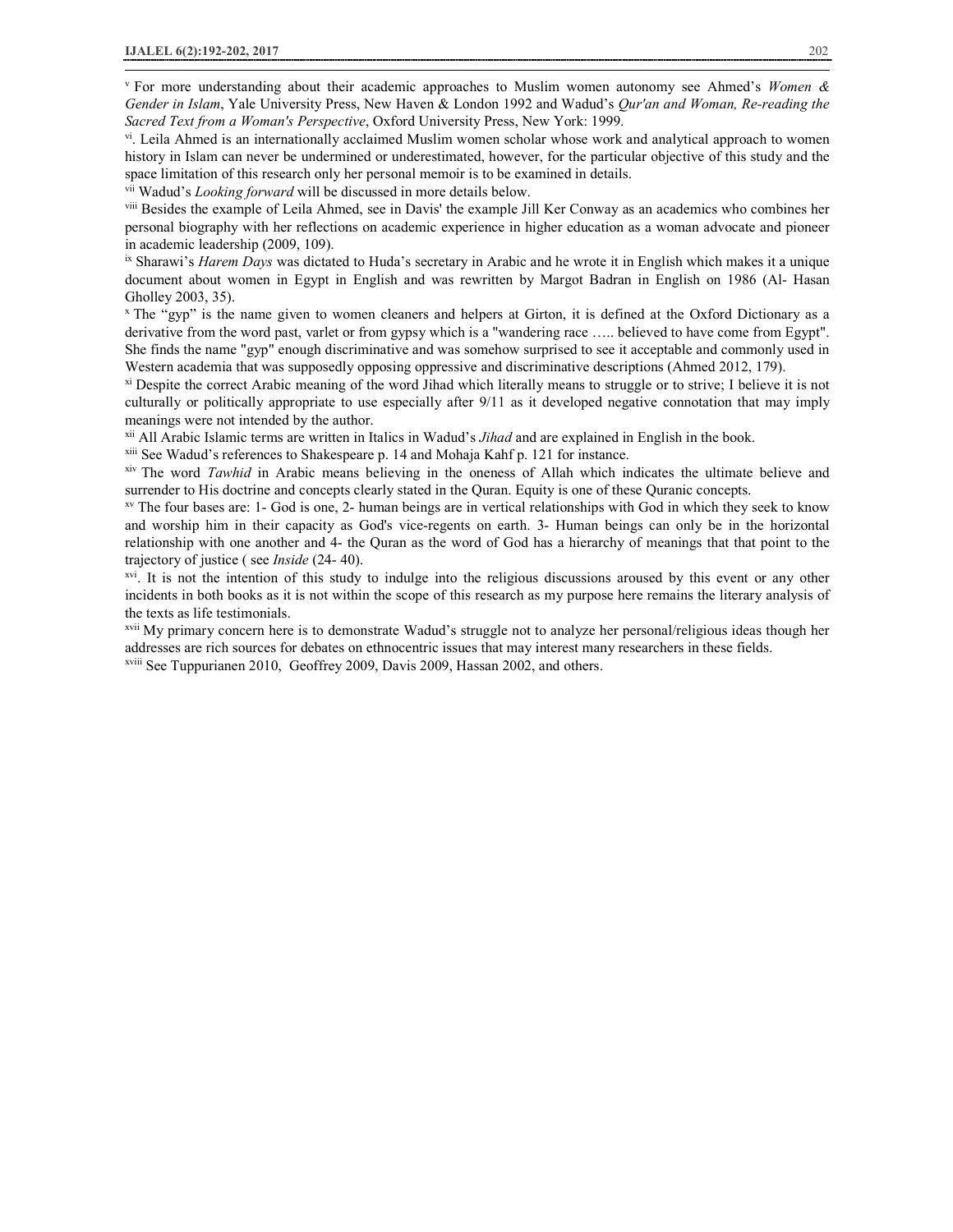[v] For more understanding about their academic approaches to Muslim women autonomy see Ahmed's *Women & Gender in Islam*, Yale University Press, New Haven & London 1992 and Wadud's *Qur'an and Woman, Re-reading the Sacred Text from a Woman's Perspective*, Oxford University Press, New York: 1999.

[vi]. Leila Ahmed is an internationally acclaimed Muslim women scholar whose work and analytical approach to women history in Islam can never be undermined or underestimated, however, for the particular objective of this study and the space limitation of this research only her personal memoir is to be examined in details.

[vii] Wadud's *Looking forward* will be discussed in more details below.

[viii] Besides the example of Leila Ahmed, see in Davis' the example Jill Ker Conway as an academics who combines her personal biography with her reflections on academic experience in higher education as a woman advocate and pioneer in academic leadership (2009, 109).

[ix] Sharawi's *Harem Days* was dictated to Huda's secretary in Arabic and he wrote it in English which makes it a unique document about women in Egypt in English and was rewritten by Margot Badran in English on 1986 (Al- Hasan Gholley 2003, 35).

[x] The "gyp" is the name given to women cleaners and helpers at Girton, it is defined at the Oxford Dictionary as a derivative from the word past, varlet or from gypsy which is a "wandering race ….. believed to have come from Egypt". She finds the name "gyp" enough discriminative and was somehow surprised to see it acceptable and commonly used in Western academia that was supposedly opposing oppressive and discriminative descriptions (Ahmed 2012, 179).

[xi] Despite the correct Arabic meaning of the word Jihad which literally means to struggle or to strive; I believe it is not culturally or politically appropriate to use especially after 9/11 as it developed negative connotation that may imply meanings were not intended by the author.

[xii] All Arabic Islamic terms are written in Italics in Wadud's *Jihad* and are explained in English in the book.

[xiii] See Wadud's references to Shakespeare p. 14 and Mohaja Kahf p. 121 for instance.

[xiv] The word *Tawhid* in Arabic means believing in the oneness of Allah which indicates the ultimate believe and surrender to His doctrine and concepts clearly stated in the Quran. Equity is one of these Quranic concepts.

[xv] The four bases are: 1- God is one, 2- human beings are in vertical relationships with God in which they seek to know and worship him in their capacity as God's vice-regents on earth. 3- Human beings can only be in the horizontal relationship with one another and 4- the Quran as the word of God has a hierarchy of meanings that that point to the trajectory of justice ( see *Inside* (24- 40).

[xvi]. It is not the intention of this study to indulge into the religious discussions aroused by this event or any other incidents in both books as it is not within the scope of this research as my purpose here remains the literary analysis of the texts as life testimonials.

[xvii] My primary concern here is to demonstrate Wadud's struggle not to analyze her personal/religious ideas though her addresses are rich sources for debates on ethnocentric issues that may interest many researchers in these fields.

[xviii] See Tuppurianen 2010, Geoffrey 2009, Davis 2009, Hassan 2002, and others.